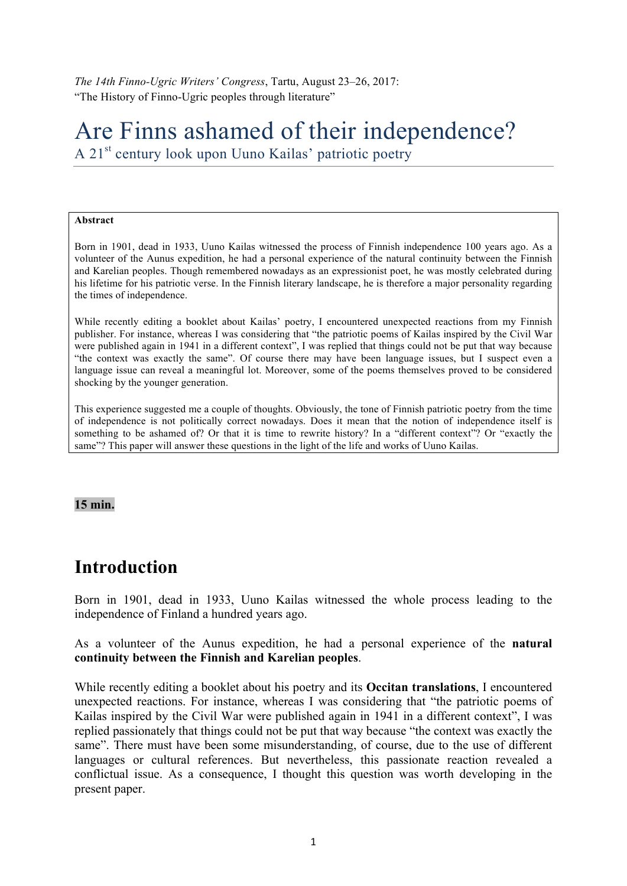*The 14th Finno-Ugric Writers' Congress*, Tartu, August 23–26, 2017:
"The History of Finno-Ugric peoples through literature"

# Are Finns ashamed of their independence?

A 21st century look upon Uuno Kailas' patriotic poetry

**Abstract**

Born in 1901, dead in 1933, Uuno Kailas witnessed the process of Finnish independence 100 years ago. As a volunteer of the Aunus expedition, he had a personal experience of the natural continuity between the Finnish and Karelian peoples. Though remembered nowadays as an expressionist poet, he was mostly celebrated during his lifetime for his patriotic verse. In the Finnish literary landscape, he is therefore a major personality regarding the times of independence.

While recently editing a booklet about Kailas' poetry, I encountered unexpected reactions from my Finnish publisher. For instance, whereas I was considering that "the patriotic poems of Kailas inspired by the Civil War were published again in 1941 in a different context", I was replied that things could not be put that way because "the context was exactly the same". Of course there may have been language issues, but I suspect even a language issue can reveal a meaningful lot. Moreover, some of the poems themselves proved to be considered shocking by the younger generation.

This experience suggested me a couple of thoughts. Obviously, the tone of Finnish patriotic poetry from the time of independence is not politically correct nowadays. Does it mean that the notion of independence itself is something to be ashamed of? Or that it is time to rewrite history? In a "different context"? Or "exactly the same"? This paper will answer these questions in the light of the life and works of Uuno Kailas.

**15 min.**

## Introduction

Born in 1901, dead in 1933, Uuno Kailas witnessed the whole process leading to the independence of Finland a hundred years ago.

As a volunteer of the Aunus expedition, he had a personal experience of the **natural continuity between the Finnish and Karelian peoples**.

While recently editing a booklet about his poetry and its **Occitan translations**, I encountered unexpected reactions. For instance, whereas I was considering that "the patriotic poems of Kailas inspired by the Civil War were published again in 1941 in a different context", I was replied passionately that things could not be put that way because "the context was exactly the same". There must have been some misunderstanding, of course, due to the use of different languages or cultural references. But nevertheless, this passionate reaction revealed a conflictual issue. As a consequence, I thought this question was worth developing in the present paper.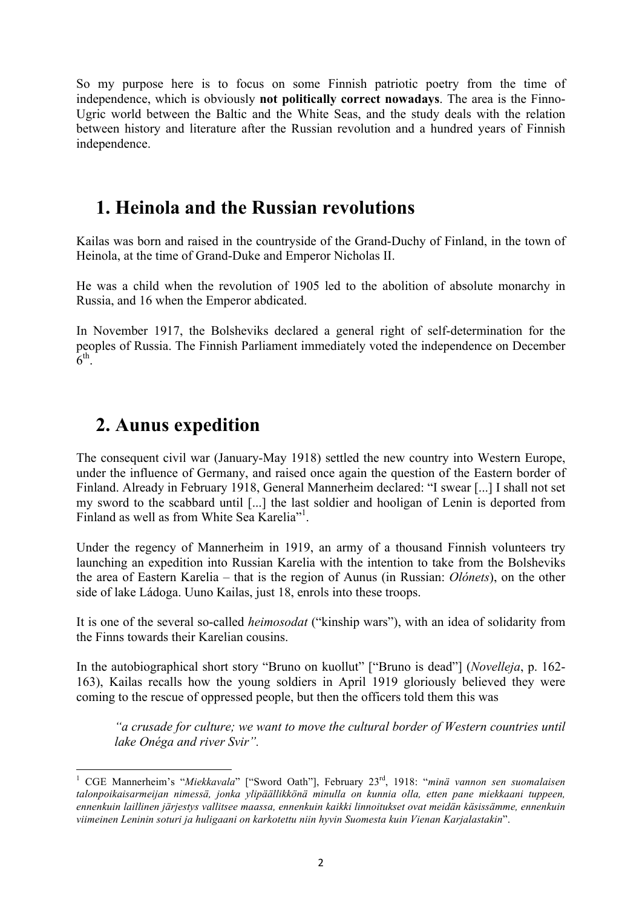So my purpose here is to focus on some Finnish patriotic poetry from the time of independence, which is obviously **not politically correct nowadays**. The area is the Finno-Ugric world between the Baltic and the White Seas, and the study deals with the relation between history and literature after the Russian revolution and a hundred years of Finnish independence.

## 1. Heinola and the Russian revolutions

Kailas was born and raised in the countryside of the Grand-Duchy of Finland, in the town of Heinola, at the time of Grand-Duke and Emperor Nicholas II.

He was a child when the revolution of 1905 led to the abolition of absolute monarchy in Russia, and 16 when the Emperor abdicated.

In November 1917, the Bolsheviks declared a general right of self-determination for the peoples of Russia. The Finnish Parliament immediately voted the independence on December 6th.

## 2. Aunus expedition

The consequent civil war (January-May 1918) settled the new country into Western Europe, under the influence of Germany, and raised once again the question of the Eastern border of Finland. Already in February 1918, General Mannerheim declared: "I swear [...] I shall not set my sword to the scabbard until [...] the last soldier and hooligan of Lenin is deported from Finland as well as from White Sea Karelia"[1].

Under the regency of Mannerheim in 1919, an army of a thousand Finnish volunteers try launching an expedition into Russian Karelia with the intention to take from the Bolsheviks the area of Eastern Karelia – that is the region of Aunus (in Russian: *Olónets*), on the other side of lake Ládoga. Uuno Kailas, just 18, enrols into these troops.

It is one of the several so-called *heimosodat* ("kinship wars"), with an idea of solidarity from the Finns towards their Karelian cousins.

In the autobiographical short story "Bruno on kuollut" ["Bruno is dead"] (*Novelleja*, p. 162-163), Kailas recalls how the young soldiers in April 1919 gloriously believed they were coming to the rescue of oppressed people, but then the officers told them this was

> *"a crusade for culture; we want to move the cultural border of Western countries until lake Onéga and river Svir".*

---

[1] CGE Mannerheim's "*Miekkavala*" ["Sword Oath"], February 23rd, 1918: "*minä vannon sen suomalaisen talonpoikaisarmeijan nimessä, jonka ylipäällikkönä minulla on kunnia olla, etten pane miekkaani tuppeen, ennenkuin laillinen järjestys vallitsee maassa, ennenkuin kaikki linnoitukset ovat meidän käsissämme, ennenkuin viimeinen Leninin soturi ja huligaani on karkotettu niin hyvin Suomesta kuin Vienan Karjalastakin*".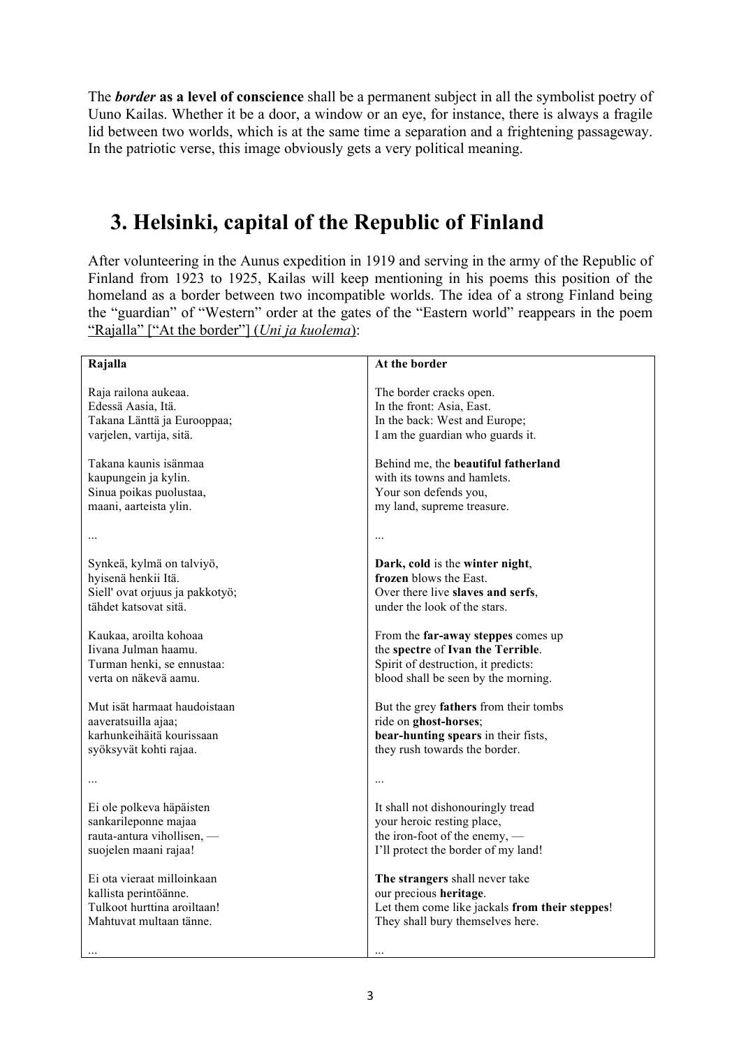The ***border* as a level of conscience** shall be a permanent subject in all the symbolist poetry of Uuno Kailas. Whether it be a door, a window or an eye, for instance, there is always a fragile lid between two worlds, which is at the same time a separation and a frightening passageway. In the patriotic verse, this image obviously gets a very political meaning.

## 3. Helsinki, capital of the Republic of Finland

After volunteering in the Aunus expedition in 1919 and serving in the army of the Republic of Finland from 1923 to 1925, Kailas will keep mentioning in his poems this position of the homeland as a border between two incompatible worlds. The idea of a strong Finland being the "guardian" of "Western" order at the gates of the "Eastern world" reappears in the poem "Rajalla" ["At the border"] (*Uni ja kuolema*):

| **Rajalla** | **At the border** |
| --- | --- |
| Raja railona aukeaa.<br>Edessä Aasia, Itä.<br>Takana Länttä ja Eurooppaa;<br>varjelen, vartija, sitä. | The border cracks open.<br>In the front: Asia, East.<br>In the back: West and Europe;<br>I am the guardian who guards it. |
| Takana kaunis isänmaa<br>kaupungein ja kylin.<br>Sinua poikas puolustaa,<br>maani, aarteista ylin. | Behind me, the **beautiful fatherland**<br>with its towns and hamlets.<br>Your son defends you,<br>my land, supreme treasure. |
| ... | ... |
| Synkeä, kylmä on talviyö,<br>hyisenä henkii Itä.<br>Siell' ovat orjuus ja pakkotyö;<br>tähdet katsovat sitä. | **Dark, cold** is the **winter night**,<br>**frozen** blows the East.<br>Over there live **slaves and serfs**,<br>under the look of the stars. |
| Kaukaa, aroilta kohoaa<br>Iivana Julman haamu.<br>Turman henki, se ennustaa:<br>verta on näkevä aamu. | From the **far-away steppes** comes up<br>the **spectre** of **Ivan the Terrible**.<br>Spirit of destruction, it predicts:<br>blood shall be seen by the morning. |
| Mut isät harmaat haudoistaan<br>aaveratsuilla ajaa;<br>karhunkeihäitä kourissaan<br>syöksyvät kohti rajaa. | But the grey **fathers** from their tombs<br>ride on **ghost-horses**;<br>**bear-hunting spears** in their fists,<br>they rush towards the border. |
| ... | ... |
| Ei ole polkeva häpäisten<br>sankarileponne majaa<br>rauta-antura vihollisen, —<br>suojelen maani rajaa! | It shall not dishonouringly tread<br>your heroic resting place,<br>the iron-foot of the enemy, —<br>I'll protect the border of my land! |
| Ei ota vieraat milloinkaan<br>kallista perintöänne.<br>Tulkoot hurttina aroiltaan!<br>Mahtuvat multaan tänne. | **The strangers** shall never take<br>our precious **heritage**.<br>Let them come like jackals **from their steppes**!<br>They shall bury themselves here. |
| ... | ... |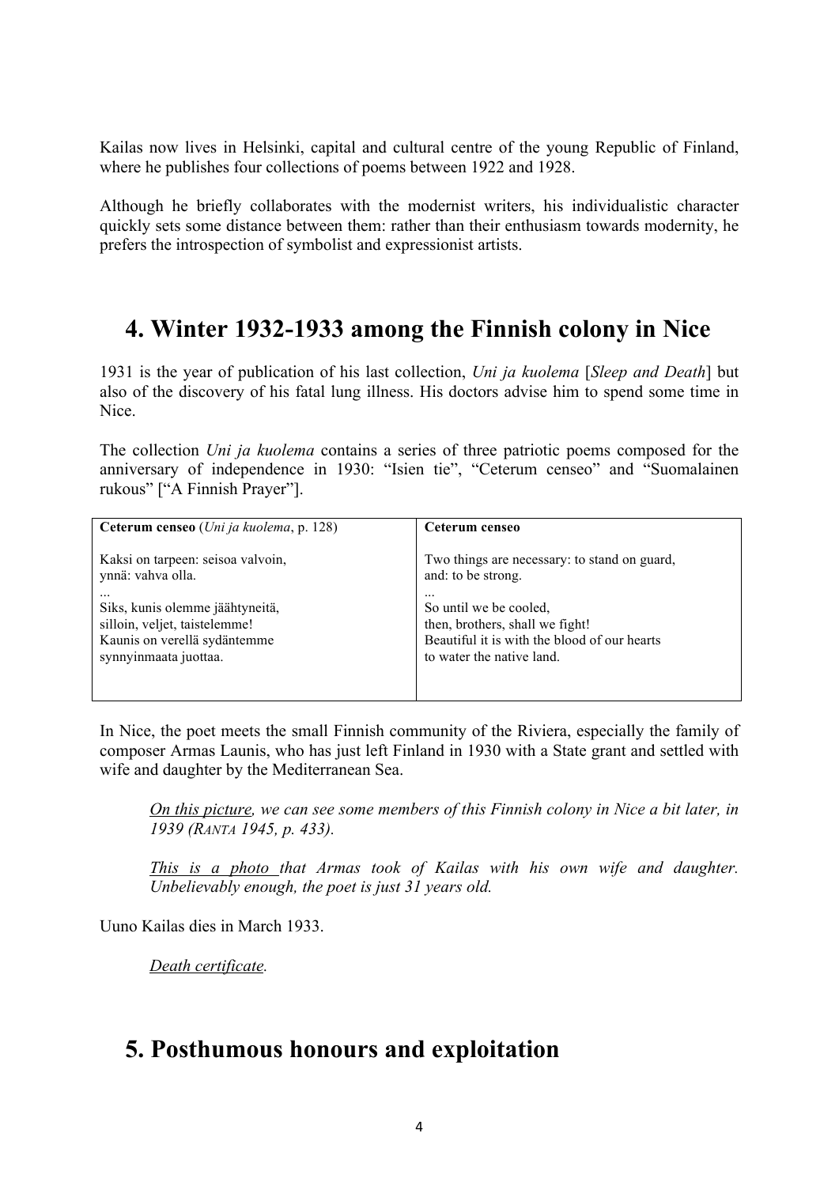Kailas now lives in Helsinki, capital and cultural centre of the young Republic of Finland, where he publishes four collections of poems between 1922 and 1928.

Although he briefly collaborates with the modernist writers, his individualistic character quickly sets some distance between them: rather than their enthusiasm towards modernity, he prefers the introspection of symbolist and expressionist artists.

# 4. Winter 1932-1933 among the Finnish colony in Nice

1931 is the year of publication of his last collection, *Uni ja kuolema* [*Sleep and Death*] but also of the discovery of his fatal lung illness. His doctors advise him to spend some time in Nice.

The collection *Uni ja kuolema* contains a series of three patriotic poems composed for the anniversary of independence in 1930: "Isien tie", "Ceterum censeo" and "Suomalainen rukous" ["A Finnish Prayer"].

| **Ceterum censeo** (*Uni ja kuolema*, p. 128) | **Ceterum censeo** |
|---|---|
| Kaksi on tarpeen: seisoa valvoin,<br>ynnä: vahva olla.<br>...<br>Siks, kunis olemme jäähtyneitä,<br>silloin, veljet, taistelemme!<br>Kaunis on verellä sydäntemme<br>synnyinmaata juottaa. | Two things are necessary: to stand on guard,<br>and: to be strong.<br>...<br>So until we be cooled,<br>then, brothers, shall we fight!<br>Beautiful it is with the blood of our hearts<br>to water the native land. |

In Nice, the poet meets the small Finnish community of the Riviera, especially the family of composer Armas Launis, who has just left Finland in 1930 with a State grant and settled with wife and daughter by the Mediterranean Sea.

> *On this picture, we can see some members of this Finnish colony in Nice a bit later, in 1939 (RANTA 1945, p. 433).*
>
> *This is a photo that Armas took of Kailas with his own wife and daughter. Unbelievably enough, the poet is just 31 years old.*

Uuno Kailas dies in March 1933.

> *Death certificate.*

# 5. Posthumous honours and exploitation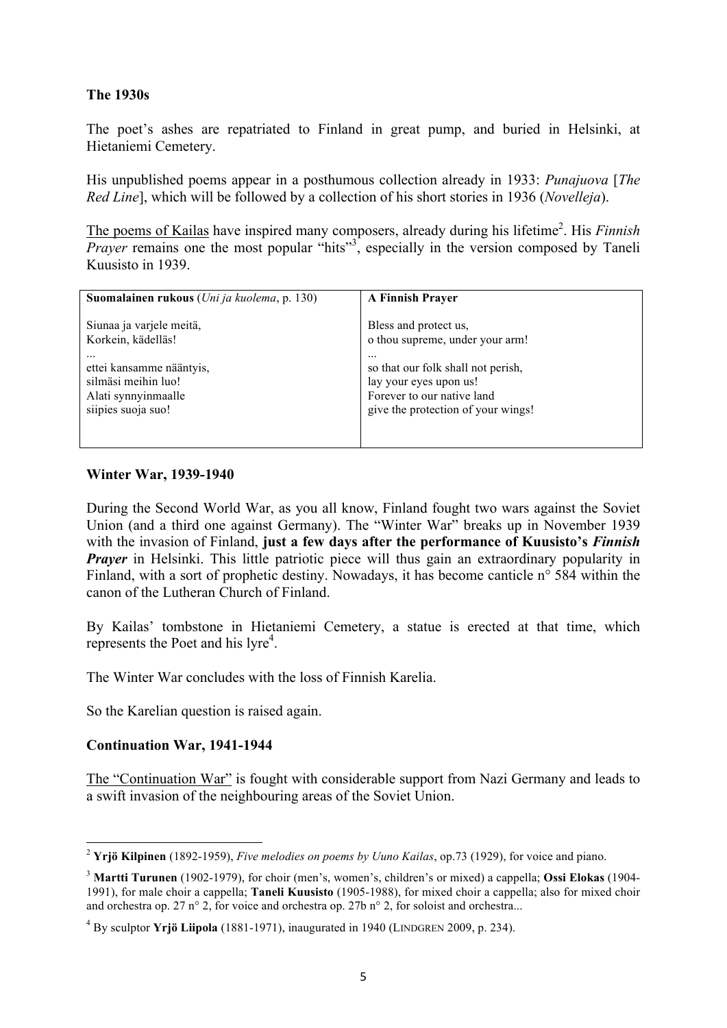**The 1930s**

The poet's ashes are repatriated to Finland in great pump, and buried in Helsinki, at Hietaniemi Cemetery.

His unpublished poems appear in a posthumous collection already in 1933: *Punajuova* [*The Red Line*], which will be followed by a collection of his short stories in 1936 (*Novelleja*).

The poems of Kailas have inspired many composers, already during his lifetime[2]. His *Finnish Prayer* remains one the most popular "hits"[3], especially in the version composed by Taneli Kuusisto in 1939.

| **Suomalainen rukous** (*Uni ja kuolema*, p. 130) | **A Finnish Prayer** |
|---|---|
| Siunaa ja varjele meitä,<br>Korkein, kädelläs!<br>...<br>ettei kansamme nääntyis,<br>silmäsi meihin luo!<br>Alati synnyinmaalle<br>siipies suoja suo! | Bless and protect us,<br>o thou supreme, under your arm!<br>...<br>so that our folk shall not perish,<br>lay your eyes upon us!<br>Forever to our native land<br>give the protection of your wings! |

**Winter War, 1939-1940**

During the Second World War, as you all know, Finland fought two wars against the Soviet Union (and a third one against Germany). The "Winter War" breaks up in November 1939 with the invasion of Finland, **just a few days after the performance of Kuusisto's *Finnish Prayer*** in Helsinki. This little patriotic piece will thus gain an extraordinary popularity in Finland, with a sort of prophetic destiny. Nowadays, it has become canticle n° 584 within the canon of the Lutheran Church of Finland.

By Kailas' tombstone in Hietaniemi Cemetery, a statue is erected at that time, which represents the Poet and his lyre[4].

The Winter War concludes with the loss of Finnish Karelia.

So the Karelian question is raised again.

**Continuation War, 1941-1944**

The "Continuation War" is fought with considerable support from Nazi Germany and leads to a swift invasion of the neighbouring areas of the Soviet Union.

---

[2] **Yrjö Kilpinen** (1892-1959), *Five melodies on poems by Uuno Kailas*, op.73 (1929), for voice and piano.

[3] **Martti Turunen** (1902-1979), for choir (men's, women's, children's or mixed) a cappella; **Ossi Elokas** (1904-1991), for male choir a cappella; **Taneli Kuusisto** (1905-1988), for mixed choir a cappella; also for mixed choir and orchestra op. 27 n° 2, for voice and orchestra op. 27b n° 2, for soloist and orchestra...

[4] By sculptor **Yrjö Liipola** (1881-1971), inaugurated in 1940 (LINDGREN 2009, p. 234).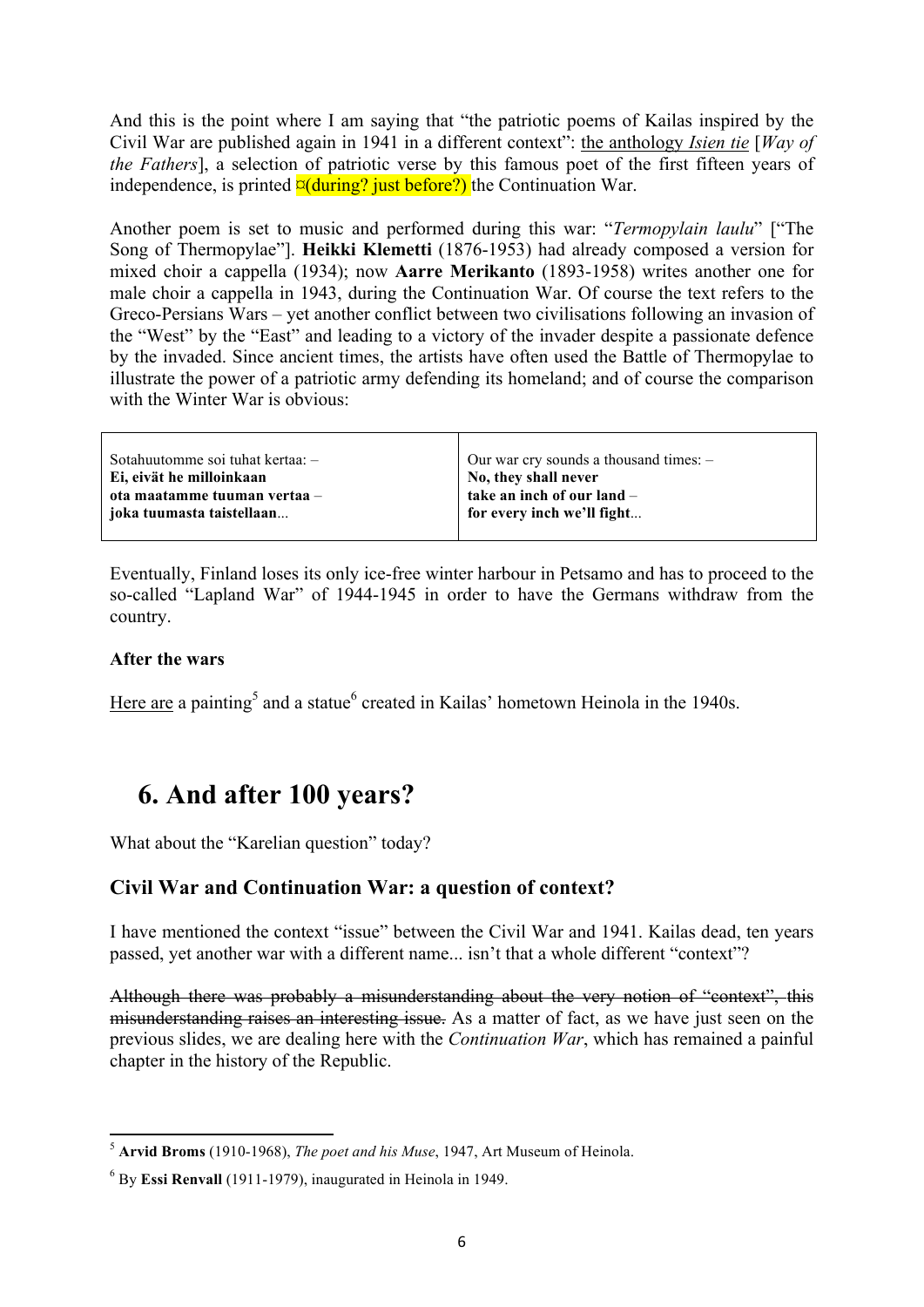And this is the point where I am saying that "the patriotic poems of Kailas inspired by the Civil War are published again in 1941 in a different context": the anthology *Isien tie* [*Way of the Fathers*], a selection of patriotic verse by this famous poet of the first fifteen years of independence, is printed ¤(during? just before?) the Continuation War.

Another poem is set to music and performed during this war: "*Termopylain laulu*" ["The Song of Thermopylae"]. **Heikki Klemetti** (1876-1953) had already composed a version for mixed choir a cappella (1934); now **Aarre Merikanto** (1893-1958) writes another one for male choir a cappella in 1943, during the Continuation War. Of course the text refers to the Greco-Persians Wars – yet another conflict between two civilisations following an invasion of the "West" by the "East" and leading to a victory of the invader despite a passionate defence by the invaded. Since ancient times, the artists have often used the Battle of Thermopylae to illustrate the power of a patriotic army defending its homeland; and of course the comparison with the Winter War is obvious:

| Finnish | English |
|---|---|
| Sotahuutomme soi tuhat kertaa: –<br>**Ei, eivät he milloinkaan**<br>**ota maatamme tuuman vertaa** –<br>**joka tuumasta taistellaan**... | Our war cry sounds a thousand times: –<br>**No, they shall never**<br>**take an inch of our land** –<br>**for every inch we'll fight**... |

Eventually, Finland loses its only ice-free winter harbour in Petsamo and has to proceed to the so-called "Lapland War" of 1944-1945 in order to have the Germans withdraw from the country.

### After the wars

Here are a painting[5] and a statue[6] created in Kailas' hometown Heinola in the 1940s.

## 6. And after 100 years?

What about the "Karelian question" today?

### Civil War and Continuation War: a question of context?

I have mentioned the context "issue" between the Civil War and 1941. Kailas dead, ten years passed, yet another war with a different name... isn't that a whole different "context"?

~~Although there was probably a misunderstanding about the very notion of "context", this misunderstanding raises an interesting issue.~~ As a matter of fact, as we have just seen on the previous slides, we are dealing here with the *Continuation War*, which has remained a painful chapter in the history of the Republic.

---

[5] **Arvid Broms** (1910-1968), *The poet and his Muse*, 1947, Art Museum of Heinola.

[6] By **Essi Renvall** (1911-1979), inaugurated in Heinola in 1949.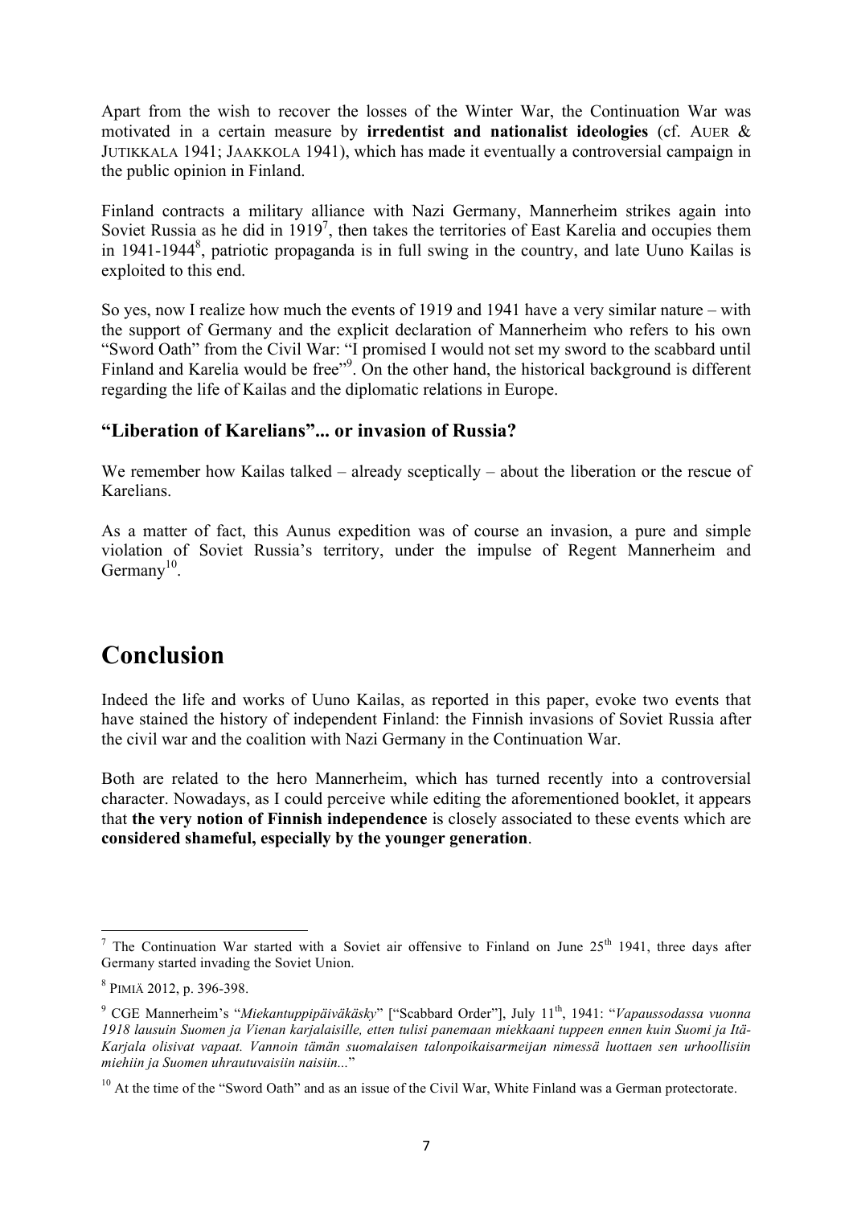Apart from the wish to recover the losses of the Winter War, the Continuation War was motivated in a certain measure by **irredentist and nationalist ideologies** (cf. AUER & JUTIKKALA 1941; JAAKKOLA 1941), which has made it eventually a controversial campaign in the public opinion in Finland.

Finland contracts a military alliance with Nazi Germany, Mannerheim strikes again into Soviet Russia as he did in 1919[7], then takes the territories of East Karelia and occupies them in 1941-1944[8], patriotic propaganda is in full swing in the country, and late Uuno Kailas is exploited to this end.

So yes, now I realize how much the events of 1919 and 1941 have a very similar nature – with the support of Germany and the explicit declaration of Mannerheim who refers to his own "Sword Oath" from the Civil War: "I promised I would not set my sword to the scabbard until Finland and Karelia would be free"[9]. On the other hand, the historical background is different regarding the life of Kailas and the diplomatic relations in Europe.

### "Liberation of Karelians"... or invasion of Russia?

We remember how Kailas talked – already sceptically – about the liberation or the rescue of Karelians.

As a matter of fact, this Aunus expedition was of course an invasion, a pure and simple violation of Soviet Russia's territory, under the impulse of Regent Mannerheim and Germany[10].

## Conclusion

Indeed the life and works of Uuno Kailas, as reported in this paper, evoke two events that have stained the history of independent Finland: the Finnish invasions of Soviet Russia after the civil war and the coalition with Nazi Germany in the Continuation War.

Both are related to the hero Mannerheim, which has turned recently into a controversial character. Nowadays, as I could perceive while editing the aforementioned booklet, it appears that **the very notion of Finnish independence** is closely associated to these events which are **considered shameful, especially by the younger generation**.

---

[7] The Continuation War started with a Soviet air offensive to Finland on June 25th 1941, three days after Germany started invading the Soviet Union.

[8] PIMIÄ 2012, p. 396-398.

[9] CGE Mannerheim's "*Miekantuppipäiväkäsky*" ["Scabbard Order"], July 11th, 1941: "*Vapaussodassa vuonna 1918 lausuin Suomen ja Vienan karjalaisille, etten tulisi panemaan miekkaani tuppeen ennen kuin Suomi ja Itä-Karjala olisivat vapaat. Vannoin tämän suomalaisen talonpoikaisarmeijan nimessä luottaen sen urhoollisiin miehiin ja Suomen uhrautuvaisiin naisiin...*"

[10] At the time of the "Sword Oath" and as an issue of the Civil War, White Finland was a German protectorate.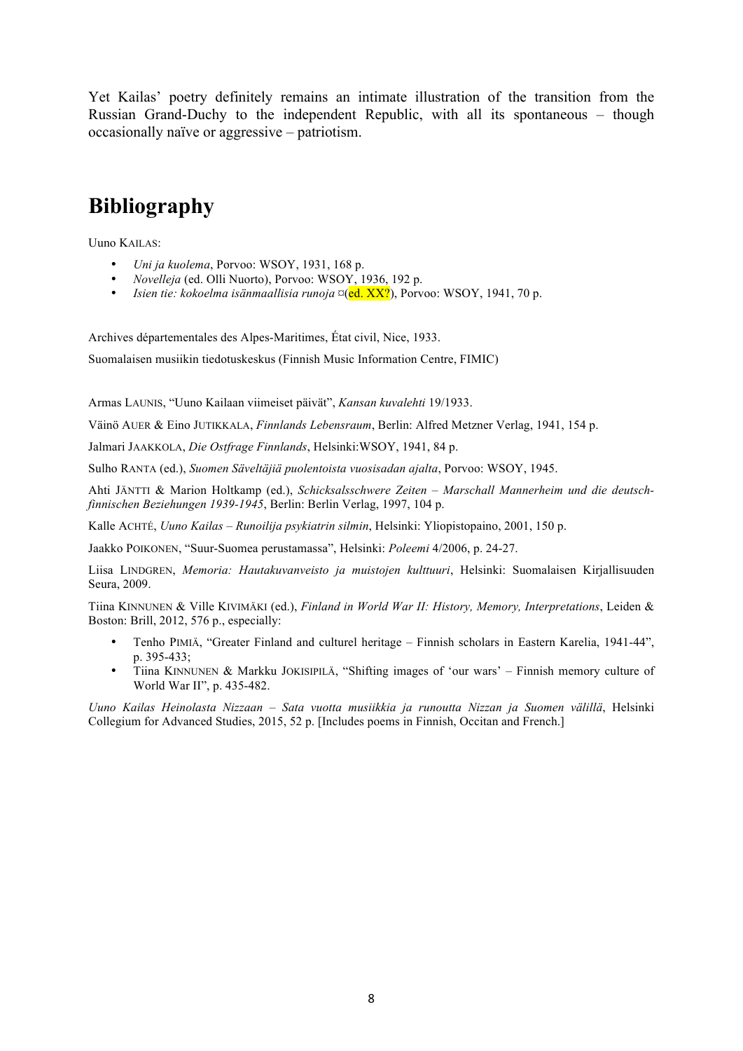Yet Kailas' poetry definitely remains an intimate illustration of the transition from the Russian Grand-Duchy to the independent Republic, with all its spontaneous – though occasionally naïve or aggressive – patriotism.

# Bibliography

Uuno KAILAS:

- *Uni ja kuolema*, Porvoo: WSOY, 1931, 168 p.
- *Novelleja* (ed. Olli Nuorto), Porvoo: WSOY, 1936, 192 p.
- *Isien tie: kokoelma isänmaallisia runoja* ¤(ed. XX?), Porvoo: WSOY, 1941, 70 p.

Archives départementales des Alpes-Maritimes, État civil, Nice, 1933.

Suomalaisen musiikin tiedotuskeskus (Finnish Music Information Centre, FIMIC)

Armas LAUNIS, "Uuno Kailaan viimeiset päivät", *Kansan kuvalehti* 19/1933.

Väinö AUER & Eino JUTIKKALA, *Finnlands Lebensraum*, Berlin: Alfred Metzner Verlag, 1941, 154 p.

Jalmari JAAKKOLA, *Die Ostfrage Finnlands*, Helsinki:WSOY, 1941, 84 p.

Sulho RANTA (ed.), *Suomen Säveltäjiä puolentoista vuosisadan ajalta*, Porvoo: WSOY, 1945.

Ahti JÄNTTI & Marion Holtkamp (ed.), *Schicksalsschwere Zeiten – Marschall Mannerheim und die deutsch-finnischen Beziehungen 1939-1945*, Berlin: Berlin Verlag, 1997, 104 p.

Kalle ACHTÉ, *Uuno Kailas – Runoilija psykiatrin silmin*, Helsinki: Yliopistopaino, 2001, 150 p.

Jaakko POIKONEN, "Suur-Suomea perustamassa", Helsinki: *Poleemi* 4/2006, p. 24-27.

Liisa LINDGREN, *Memoria: Hautakuvanveisto ja muistojen kulttuuri*, Helsinki: Suomalaisen Kirjallisuuden Seura, 2009.

Tiina KINNUNEN & Ville KIVIMÄKI (ed.), *Finland in World War II: History, Memory, Interpretations*, Leiden & Boston: Brill, 2012, 576 p., especially:

- Tenho PIMIÄ, "Greater Finland and culturel heritage – Finnish scholars in Eastern Karelia, 1941-44", p. 395-433;
- Tiina KINNUNEN & Markku JOKISIPILÄ, "Shifting images of 'our wars' – Finnish memory culture of World War II", p. 435-482.

*Uuno Kailas Heinolasta Nizzaan – Sata vuotta musiikkia ja runoutta Nizzan ja Suomen välillä*, Helsinki Collegium for Advanced Studies, 2015, 52 p. [Includes poems in Finnish, Occitan and French.]